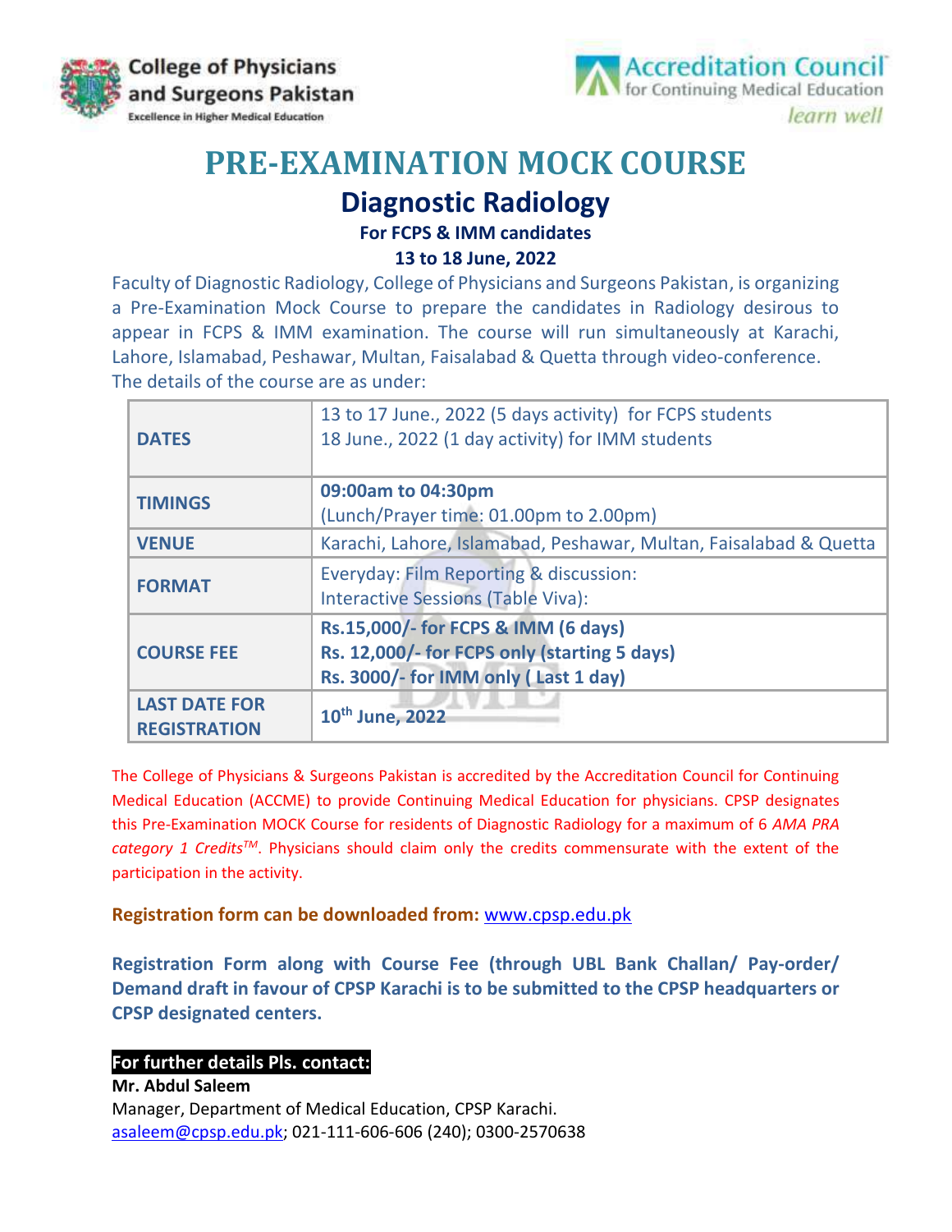College of Physicians and Surgeons Pakistan
Excellence in Higher Medical Education

Accreditation Council for Continuing Medical Education
learn well

# PRE-EXAMINATION MOCK COURSE

## Diagnostic Radiology

**For FCPS & IMM candidates**

**13 to 18 June, 2022**

Faculty of Diagnostic Radiology, College of Physicians and Surgeons Pakistan, is organizing a Pre-Examination Mock Course to prepare the candidates in Radiology desirous to appear in FCPS & IMM examination. The course will run simultaneously at Karachi, Lahore, Islamabad, Peshawar, Multan, Faisalabad & Quetta through video-conference. The details of the course are as under:

| | |
|---|---|
| **DATES** | 13 to 17 June., 2022 (5 days activity) for FCPS students<br>18 June., 2022 (1 day activity) for IMM students |
| **TIMINGS** | **09:00am to 04:30pm**<br>(Lunch/Prayer time: 01.00pm to 2.00pm) |
| **VENUE** | Karachi, Lahore, Islamabad, Peshawar, Multan, Faisalabad & Quetta |
| **FORMAT** | Everyday: Film Reporting & discussion:<br>Interactive Sessions (Table Viva): |
| **COURSE FEE** | **Rs.15,000/- for FCPS & IMM (6 days)**<br>**Rs. 12,000/- for FCPS only (starting 5 days)**<br>**Rs. 3000/- for IMM only ( Last 1 day)** |
| **LAST DATE FOR REGISTRATION** | **10th June, 2022** |

The College of Physicians & Surgeons Pakistan is accredited by the Accreditation Council for Continuing Medical Education (ACCME) to provide Continuing Medical Education for physicians. CPSP designates this Pre-Examination MOCK Course for residents of Diagnostic Radiology for a maximum of 6 *AMA PRA category 1 Credits™*. Physicians should claim only the credits commensurate with the extent of the participation in the activity.

**Registration form can be downloaded from:** www.cpsp.edu.pk

**Registration Form along with Course Fee (through UBL Bank Challan/ Pay-order/ Demand draft in favour of CPSP Karachi is to be submitted to the CPSP headquarters or CPSP designated centers.**

**For further details Pls. contact:**

**Mr. Abdul Saleem**
Manager, Department of Medical Education, CPSP Karachi.
asaleem@cpsp.edu.pk; 021-111-606-606 (240); 0300-2570638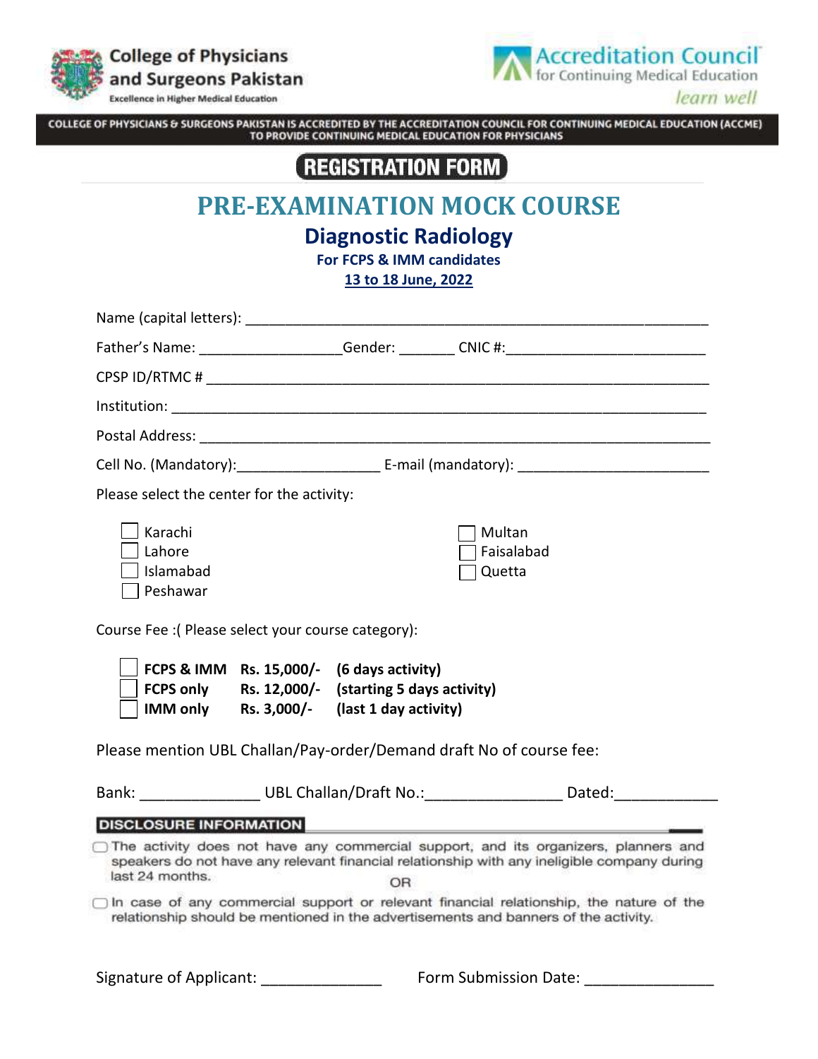College of Physicians and Surgeons Pakistan
Excellence in Higher Medical Education

Accreditation Council for Continuing Medical Education
learn well

**COLLEGE OF PHYSICIANS & SURGEONS PAKISTAN IS ACCREDITED BY THE ACCREDITATION COUNCIL FOR CONTINUING MEDICAL EDUCATION (ACCME) TO PROVIDE CONTINUING MEDICAL EDUCATION FOR PHYSICIANS**

# REGISTRATION FORM

# PRE-EXAMINATION MOCK COURSE

## Diagnostic Radiology

**For FCPS & IMM candidates**

**13 to 18 June, 2022**

Name (capital letters): ____________________________________________________________

Father's Name: __________________Gender: _______ CNIC #:_________________________

CPSP ID/RTMC # ________________________________________________________________

Institution: ____________________________________________________________________

Postal Address: _________________________________________________________________

Cell No. (Mandatory):__________________ E-mail (mandatory): ________________________

Please select the center for the activity:

- ☐ Karachi
- ☐ Lahore
- ☐ Islamabad
- ☐ Peshawar
- ☐ Multan
- ☐ Faisalabad
- ☐ Quetta

Course Fee :( Please select your course category):

- ☐ **FCPS & IMM Rs. 15,000/- (6 days activity)**
- ☐ **FCPS only Rs. 12,000/- (starting 5 days activity)**
- ☐ **IMM only Rs. 3,000/- (last 1 day activity)**

Please mention UBL Challan/Pay-order/Demand draft No of course fee:

Bank: ______________ UBL Challan/Draft No.:________________ Dated:____________

**DISCLOSURE INFORMATION**

☐ The activity does not have any commercial support, and its organizers, planners and speakers do not have any relevant financial relationship with any ineligible company during last 24 months.

OR

☐ In case of any commercial support or relevant financial relationship, the nature of the relationship should be mentioned in the advertisements and banners of the activity.

Signature of Applicant: ______________ Form Submission Date: _______________